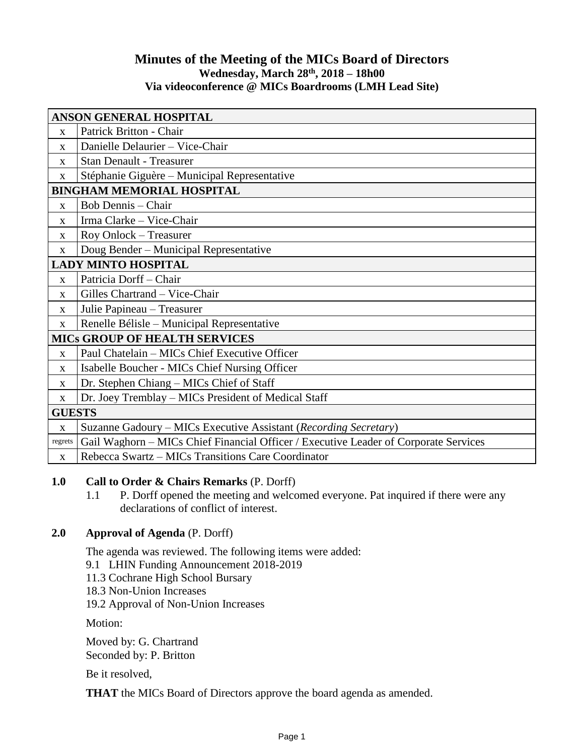# Minutes of the Meeting of the MICs Board of Directors

**Wednesday, March 28th, 2018 – 18h00**
**Via videoconference @ MICs Boardrooms (LMH Lead Site)**

| | |
|---|---|
| **ANSON GENERAL HOSPITAL** | |
| x | Patrick Britton - Chair |
| x | Danielle Delaurier – Vice-Chair |
| x | Stan Denault - Treasurer |
| x | Stéphanie Giguère – Municipal Representative |
| **BINGHAM MEMORIAL HOSPITAL** | |
| x | Bob Dennis – Chair |
| x | Irma Clarke – Vice-Chair |
| x | Roy Onlock – Treasurer |
| x | Doug Bender – Municipal Representative |
| **LADY MINTO HOSPITAL** | |
| x | Patricia Dorff – Chair |
| x | Gilles Chartrand – Vice-Chair |
| x | Julie Papineau – Treasurer |
| x | Renelle Bélisle – Municipal Representative |
| **MICs GROUP OF HEALTH SERVICES** | |
| x | Paul Chatelain – MICs Chief Executive Officer |
| x | Isabelle Boucher - MICs Chief Nursing Officer |
| x | Dr. Stephen Chiang – MICs Chief of Staff |
| x | Dr. Joey Tremblay – MICs President of Medical Staff |
| **GUESTS** | |
| x | Suzanne Gadoury – MICs Executive Assistant (*Recording Secretary*) |
| regrets | Gail Waghorn – MICs Chief Financial Officer / Executive Leader of Corporate Services |
| x | Rebecca Swartz – MICs Transitions Care Coordinator |

**1.0 Call to Order & Chairs Remarks** (P. Dorff)

1.1 P. Dorff opened the meeting and welcomed everyone. Pat inquired if there were any declarations of conflict of interest.

**2.0 Approval of Agenda** (P. Dorff)

The agenda was reviewed. The following items were added:

9.1 LHIN Funding Announcement 2018-2019
11.3 Cochrane High School Bursary
18.3 Non-Union Increases
19.2 Approval of Non-Union Increases

Motion:

Moved by: G. Chartrand
Seconded by: P. Britton

Be it resolved,

**THAT** the MICs Board of Directors approve the board agenda as amended.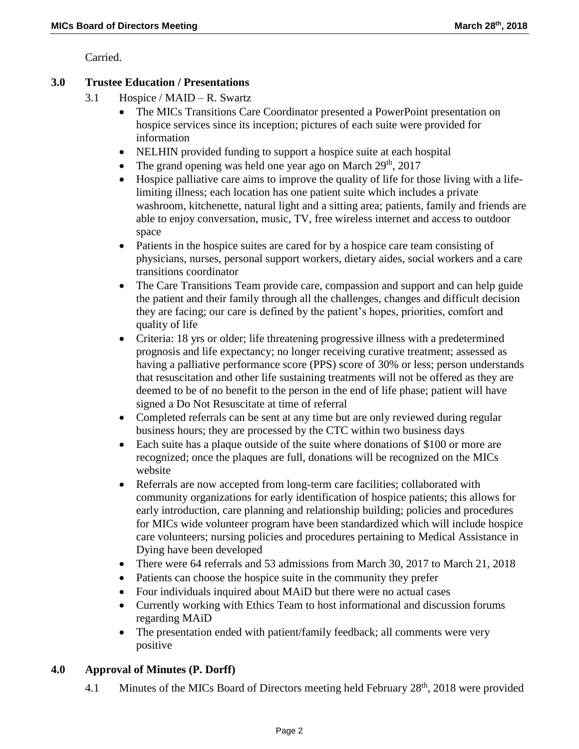Carried.

## 3.0 Trustee Education / Presentations

3.1 Hospice / MAID – R. Swartz

- The MICs Transitions Care Coordinator presented a PowerPoint presentation on hospice services since its inception; pictures of each suite were provided for information
- NELHIN provided funding to support a hospice suite at each hospital
- The grand opening was held one year ago on March 29th, 2017
- Hospice palliative care aims to improve the quality of life for those living with a life-limiting illness; each location has one patient suite which includes a private washroom, kitchenette, natural light and a sitting area; patients, family and friends are able to enjoy conversation, music, TV, free wireless internet and access to outdoor space
- Patients in the hospice suites are cared for by a hospice care team consisting of physicians, nurses, personal support workers, dietary aides, social workers and a care transitions coordinator
- The Care Transitions Team provide care, compassion and support and can help guide the patient and their family through all the challenges, changes and difficult decision they are facing; our care is defined by the patient's hopes, priorities, comfort and quality of life
- Criteria: 18 yrs or older; life threatening progressive illness with a predetermined prognosis and life expectancy; no longer receiving curative treatment; assessed as having a palliative performance score (PPS) score of 30% or less; person understands that resuscitation and other life sustaining treatments will not be offered as they are deemed to be of no benefit to the person in the end of life phase; patient will have signed a Do Not Resuscitate at time of referral
- Completed referrals can be sent at any time but are only reviewed during regular business hours; they are processed by the CTC within two business days
- Each suite has a plaque outside of the suite where donations of $100 or more are recognized; once the plaques are full, donations will be recognized on the MICs website
- Referrals are now accepted from long-term care facilities; collaborated with community organizations for early identification of hospice patients; this allows for early introduction, care planning and relationship building; policies and procedures for MICs wide volunteer program have been standardized which will include hospice care volunteers; nursing policies and procedures pertaining to Medical Assistance in Dying have been developed
- There were 64 referrals and 53 admissions from March 30, 2017 to March 21, 2018
- Patients can choose the hospice suite in the community they prefer
- Four individuals inquired about MAiD but there were no actual cases
- Currently working with Ethics Team to host informational and discussion forums regarding MAiD
- The presentation ended with patient/family feedback; all comments were very positive

## 4.0 Approval of Minutes (P. Dorff)

4.1 Minutes of the MICs Board of Directors meeting held February 28th, 2018 were provided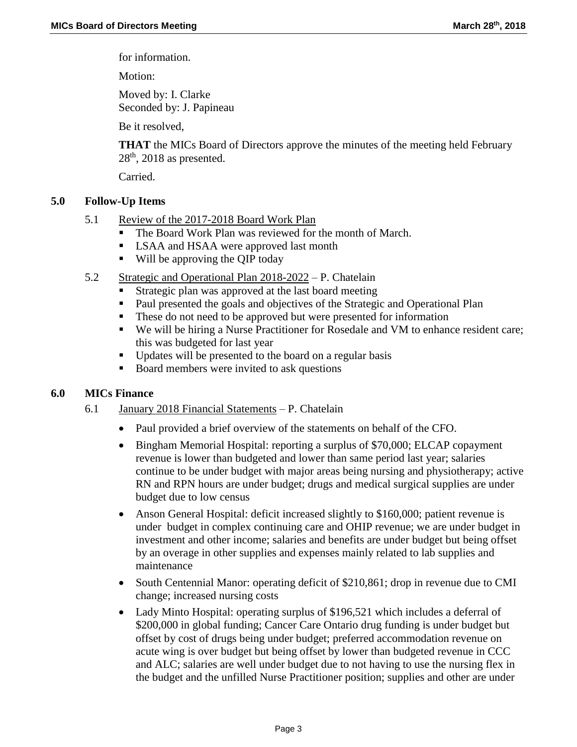for information.

Motion:

Moved by: I. Clarke
Seconded by: J. Papineau

Be it resolved,

**THAT** the MICs Board of Directors approve the minutes of the meeting held February 28th, 2018 as presented.

Carried.

## 5.0 Follow-Up Items

5.1 Review of the 2017-2018 Board Work Plan

- The Board Work Plan was reviewed for the month of March.
- LSAA and HSAA were approved last month
- Will be approving the QIP today

5.2 Strategic and Operational Plan 2018-2022 – P. Chatelain

- Strategic plan was approved at the last board meeting
- Paul presented the goals and objectives of the Strategic and Operational Plan
- These do not need to be approved but were presented for information
- We will be hiring a Nurse Practitioner for Rosedale and VM to enhance resident care; this was budgeted for last year
- Updates will be presented to the board on a regular basis
- Board members were invited to ask questions

## 6.0 MICs Finance

6.1 January 2018 Financial Statements – P. Chatelain

- Paul provided a brief overview of the statements on behalf of the CFO.
- Bingham Memorial Hospital: reporting a surplus of $70,000; ELCAP copayment revenue is lower than budgeted and lower than same period last year; salaries continue to be under budget with major areas being nursing and physiotherapy; active RN and RPN hours are under budget; drugs and medical surgical supplies are under budget due to low census
- Anson General Hospital: deficit increased slightly to $160,000; patient revenue is under budget in complex continuing care and OHIP revenue; we are under budget in investment and other income; salaries and benefits are under budget but being offset by an overage in other supplies and expenses mainly related to lab supplies and maintenance
- South Centennial Manor: operating deficit of $210,861; drop in revenue due to CMI change; increased nursing costs
- Lady Minto Hospital: operating surplus of $196,521 which includes a deferral of $200,000 in global funding; Cancer Care Ontario drug funding is under budget but offset by cost of drugs being under budget; preferred accommodation revenue on acute wing is over budget but being offset by lower than budgeted revenue in CCC and ALC; salaries are well under budget due to not having to use the nursing flex in the budget and the unfilled Nurse Practitioner position; supplies and other are under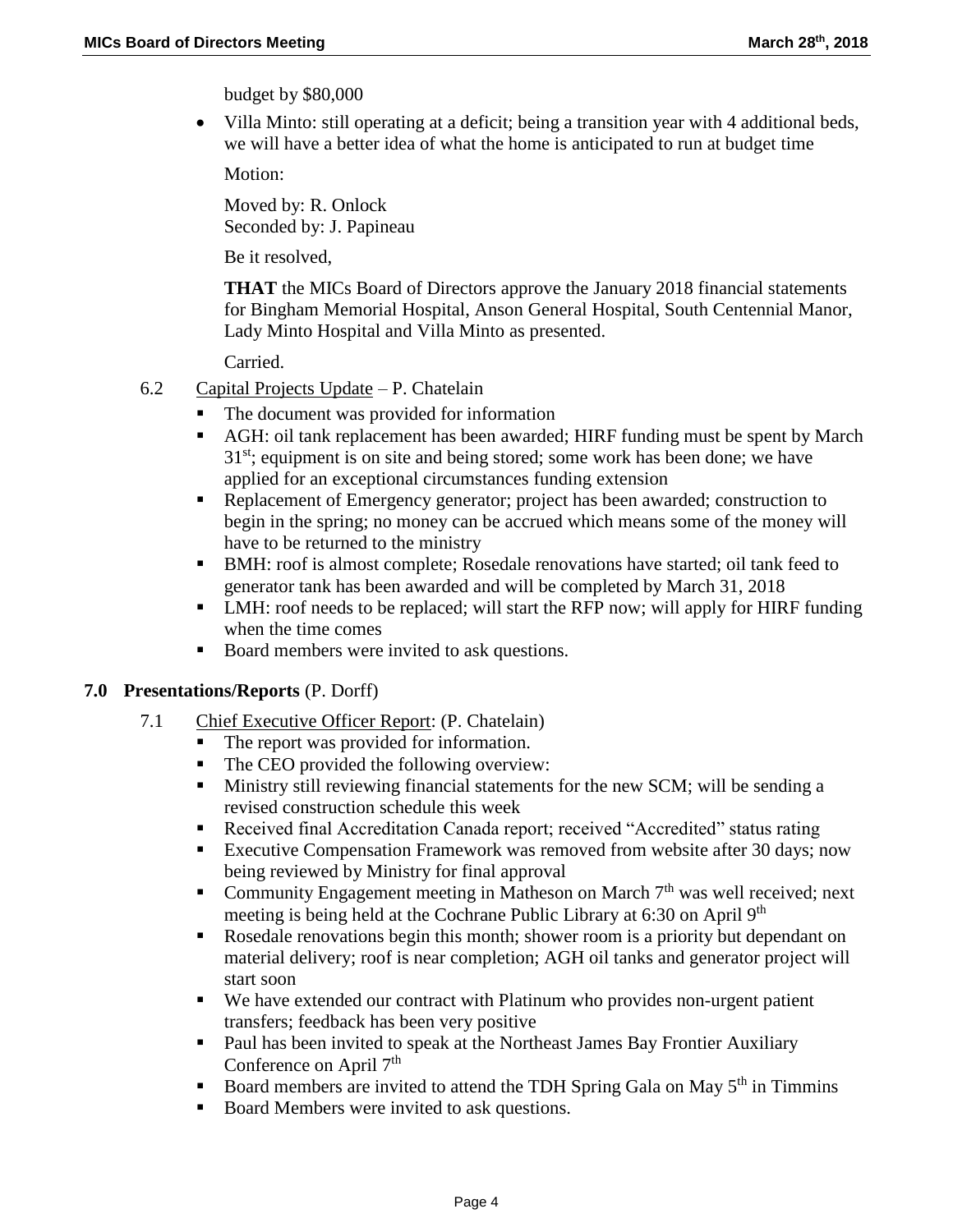budget by $80,000

- Villa Minto: still operating at a deficit; being a transition year with 4 additional beds, we will have a better idea of what the home is anticipated to run at budget time

  Motion:

  Moved by: R. Onlock
  Seconded by: J. Papineau

  Be it resolved,

  **THAT** the MICs Board of Directors approve the January 2018 financial statements for Bingham Memorial Hospital, Anson General Hospital, South Centennial Manor, Lady Minto Hospital and Villa Minto as presented.

  Carried.

6.2 Capital Projects Update – P. Chatelain

- The document was provided for information
- AGH: oil tank replacement has been awarded; HIRF funding must be spent by March 31st; equipment is on site and being stored; some work has been done; we have applied for an exceptional circumstances funding extension
- Replacement of Emergency generator; project has been awarded; construction to begin in the spring; no money can be accrued which means some of the money will have to be returned to the ministry
- BMH: roof is almost complete; Rosedale renovations have started; oil tank feed to generator tank has been awarded and will be completed by March 31, 2018
- LMH: roof needs to be replaced; will start the RFP now; will apply for HIRF funding when the time comes
- Board members were invited to ask questions.

## 7.0 Presentations/Reports (P. Dorff)

7.1 Chief Executive Officer Report: (P. Chatelain)

- The report was provided for information.
- The CEO provided the following overview:
- Ministry still reviewing financial statements for the new SCM; will be sending a revised construction schedule this week
- Received final Accreditation Canada report; received "Accredited" status rating
- Executive Compensation Framework was removed from website after 30 days; now being reviewed by Ministry for final approval
- Community Engagement meeting in Matheson on March 7th was well received; next meeting is being held at the Cochrane Public Library at 6:30 on April 9th
- Rosedale renovations begin this month; shower room is a priority but dependant on material delivery; roof is near completion; AGH oil tanks and generator project will start soon
- We have extended our contract with Platinum who provides non-urgent patient transfers; feedback has been very positive
- Paul has been invited to speak at the Northeast James Bay Frontier Auxiliary Conference on April 7th
- Board members are invited to attend the TDH Spring Gala on May 5th in Timmins
- Board Members were invited to ask questions.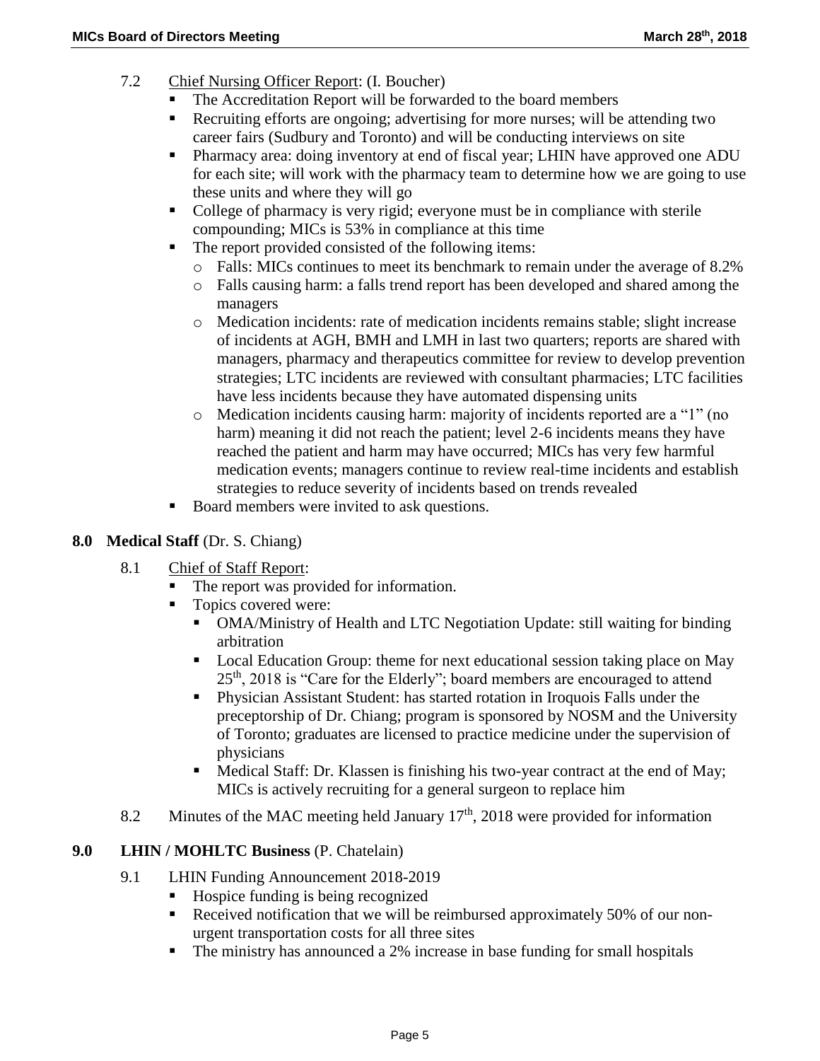7.2 Chief Nursing Officer Report: (I. Boucher)

- The Accreditation Report will be forwarded to the board members
- Recruiting efforts are ongoing; advertising for more nurses; will be attending two career fairs (Sudbury and Toronto) and will be conducting interviews on site
- Pharmacy area: doing inventory at end of fiscal year; LHIN have approved one ADU for each site; will work with the pharmacy team to determine how we are going to use these units and where they will go
- College of pharmacy is very rigid; everyone must be in compliance with sterile compounding; MICs is 53% in compliance at this time
- The report provided consisted of the following items:
  - Falls: MICs continues to meet its benchmark to remain under the average of 8.2%
  - Falls causing harm: a falls trend report has been developed and shared among the managers
  - Medication incidents: rate of medication incidents remains stable; slight increase of incidents at AGH, BMH and LMH in last two quarters; reports are shared with managers, pharmacy and therapeutics committee for review to develop prevention strategies; LTC incidents are reviewed with consultant pharmacies; LTC facilities have less incidents because they have automated dispensing units
  - Medication incidents causing harm: majority of incidents reported are a "1" (no harm) meaning it did not reach the patient; level 2-6 incidents means they have reached the patient and harm may have occurred; MICs has very few harmful medication events; managers continue to review real-time incidents and establish strategies to reduce severity of incidents based on trends revealed
- Board members were invited to ask questions.

## 8.0 Medical Staff (Dr. S. Chiang)

8.1 Chief of Staff Report:

- The report was provided for information.
- Topics covered were:
  - OMA/Ministry of Health and LTC Negotiation Update: still waiting for binding arbitration
  - Local Education Group: theme for next educational session taking place on May 25th, 2018 is "Care for the Elderly"; board members are encouraged to attend
  - Physician Assistant Student: has started rotation in Iroquois Falls under the preceptorship of Dr. Chiang; program is sponsored by NOSM and the University of Toronto; graduates are licensed to practice medicine under the supervision of physicians
  - Medical Staff: Dr. Klassen is finishing his two-year contract at the end of May; MICs is actively recruiting for a general surgeon to replace him

8.2 Minutes of the MAC meeting held January 17th, 2018 were provided for information

## 9.0 LHIN / MOHLTC Business (P. Chatelain)

9.1 LHIN Funding Announcement 2018-2019

- Hospice funding is being recognized
- Received notification that we will be reimbursed approximately 50% of our non-urgent transportation costs for all three sites
- The ministry has announced a 2% increase in base funding for small hospitals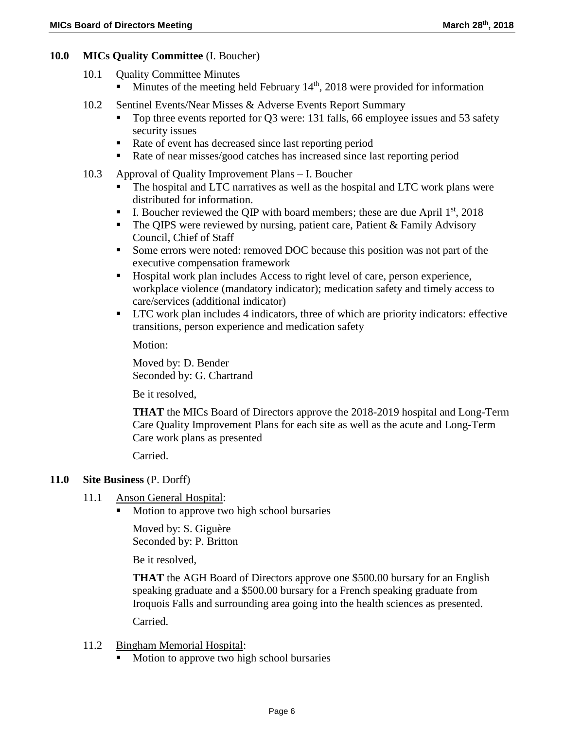## 10.0 MICs Quality Committee (I. Boucher)

10.1 Quality Committee Minutes

- Minutes of the meeting held February 14th, 2018 were provided for information

10.2 Sentinel Events/Near Misses & Adverse Events Report Summary

- Top three events reported for Q3 were: 131 falls, 66 employee issues and 53 safety security issues
- Rate of event has decreased since last reporting period
- Rate of near misses/good catches has increased since last reporting period

10.3 Approval of Quality Improvement Plans – I. Boucher

- The hospital and LTC narratives as well as the hospital and LTC work plans were distributed for information.
- I. Boucher reviewed the QIP with board members; these are due April 1st, 2018
- The QIPS were reviewed by nursing, patient care, Patient & Family Advisory Council, Chief of Staff
- Some errors were noted: removed DOC because this position was not part of the executive compensation framework
- Hospital work plan includes Access to right level of care, person experience, workplace violence (mandatory indicator); medication safety and timely access to care/services (additional indicator)
- LTC work plan includes 4 indicators, three of which are priority indicators: effective transitions, person experience and medication safety

Motion:

Moved by: D. Bender
Seconded by: G. Chartrand

Be it resolved,

**THAT** the MICs Board of Directors approve the 2018-2019 hospital and Long-Term Care Quality Improvement Plans for each site as well as the acute and Long-Term Care work plans as presented

Carried.

## 11.0 Site Business (P. Dorff)

11.1 Anson General Hospital:

- Motion to approve two high school bursaries

Moved by: S. Giguère
Seconded by: P. Britton

Be it resolved,

**THAT** the AGH Board of Directors approve one $500.00 bursary for an English speaking graduate and a $500.00 bursary for a French speaking graduate from Iroquois Falls and surrounding area going into the health sciences as presented.

Carried.

11.2 Bingham Memorial Hospital:

- Motion to approve two high school bursaries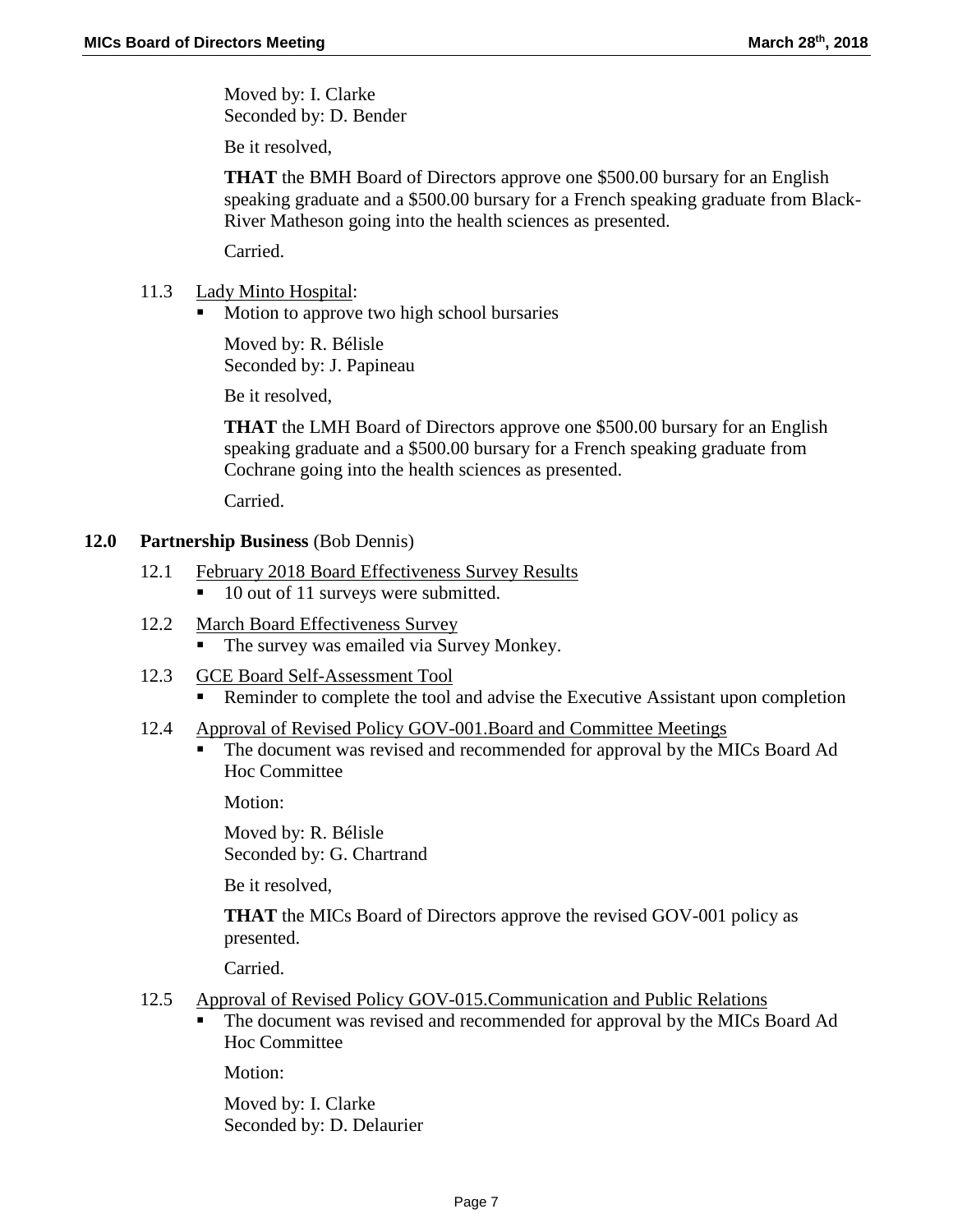Moved by: I. Clarke
Seconded by: D. Bender

Be it resolved,

**THAT** the BMH Board of Directors approve one $500.00 bursary for an English speaking graduate and a $500.00 bursary for a French speaking graduate from Black-River Matheson going into the health sciences as presented.

Carried.

11.3 Lady Minto Hospital:

- Motion to approve two high school bursaries

Moved by: R. Bélisle
Seconded by: J. Papineau

Be it resolved,

**THAT** the LMH Board of Directors approve one $500.00 bursary for an English speaking graduate and a $500.00 bursary for a French speaking graduate from Cochrane going into the health sciences as presented.

Carried.

## 12.0 Partnership Business (Bob Dennis)

12.1 February 2018 Board Effectiveness Survey Results

- 10 out of 11 surveys were submitted.

12.2 March Board Effectiveness Survey

- The survey was emailed via Survey Monkey.

12.3 GCE Board Self-Assessment Tool

- Reminder to complete the tool and advise the Executive Assistant upon completion

12.4 Approval of Revised Policy GOV-001.Board and Committee Meetings

- The document was revised and recommended for approval by the MICs Board Ad Hoc Committee

Motion:

Moved by: R. Bélisle
Seconded by: G. Chartrand

Be it resolved,

**THAT** the MICs Board of Directors approve the revised GOV-001 policy as presented.

Carried.

12.5 Approval of Revised Policy GOV-015.Communication and Public Relations

- The document was revised and recommended for approval by the MICs Board Ad Hoc Committee

Motion:

Moved by: I. Clarke
Seconded by: D. Delaurier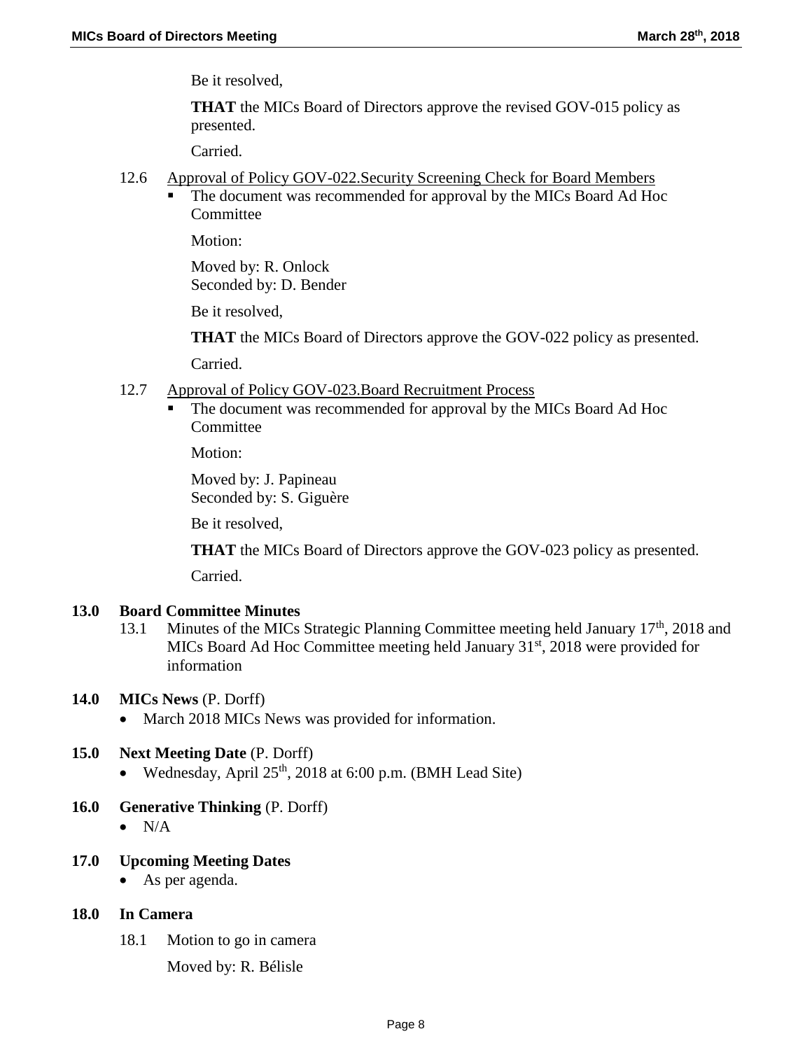Be it resolved,

**THAT** the MICs Board of Directors approve the revised GOV-015 policy as presented.

Carried.

12.6 Approval of Policy GOV-022.Security Screening Check for Board Members

- The document was recommended for approval by the MICs Board Ad Hoc Committee

  Motion:

  Moved by: R. Onlock
  Seconded by: D. Bender

  Be it resolved,

  **THAT** the MICs Board of Directors approve the GOV-022 policy as presented.

  Carried.

12.7 Approval of Policy GOV-023.Board Recruitment Process

- The document was recommended for approval by the MICs Board Ad Hoc Committee

  Motion:

  Moved by: J. Papineau
  Seconded by: S. Giguère

  Be it resolved,

  **THAT** the MICs Board of Directors approve the GOV-023 policy as presented.

  Carried.

**13.0 Board Committee Minutes**

13.1 Minutes of the MICs Strategic Planning Committee meeting held January 17th, 2018 and MICs Board Ad Hoc Committee meeting held January 31st, 2018 were provided for information

**14.0 MICs News** (P. Dorff)

- March 2018 MICs News was provided for information.

**15.0 Next Meeting Date** (P. Dorff)

- Wednesday, April 25th, 2018 at 6:00 p.m. (BMH Lead Site)

**16.0 Generative Thinking** (P. Dorff)

- N/A

**17.0 Upcoming Meeting Dates**

- As per agenda.

**18.0 In Camera**

18.1 Motion to go in camera

Moved by: R. Bélisle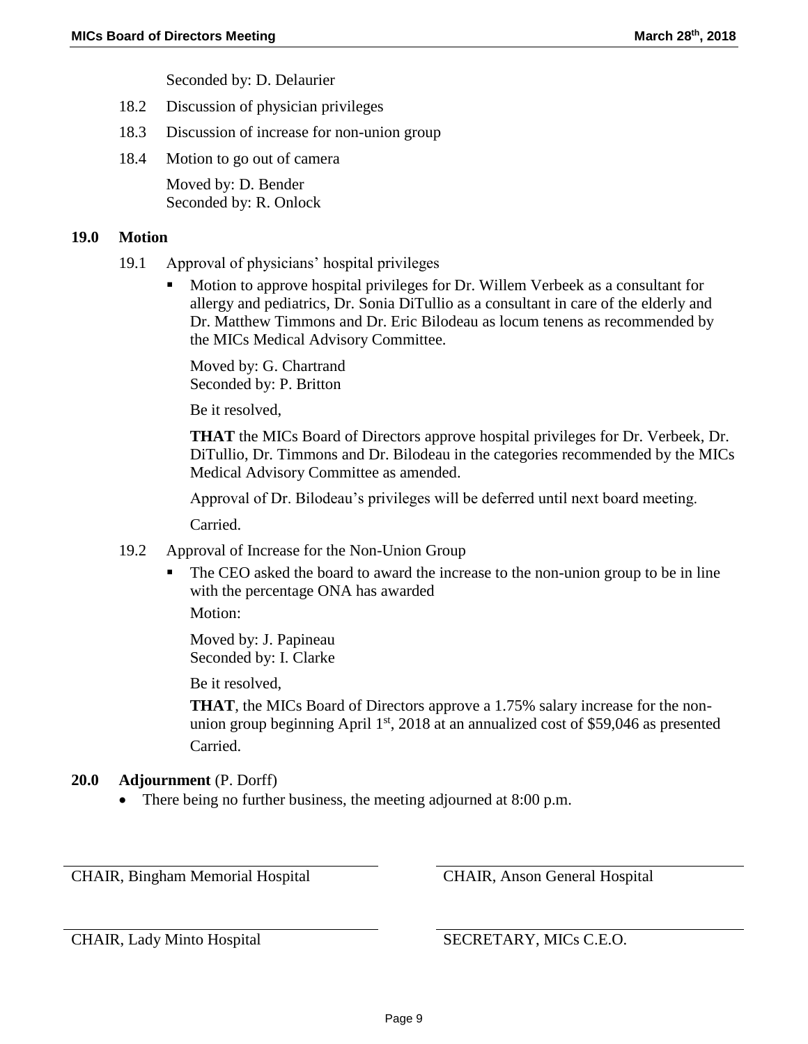Seconded by: D. Delaurier

18.2 Discussion of physician privileges

18.3 Discussion of increase for non-union group

18.4 Motion to go out of camera

Moved by: D. Bender
Seconded by: R. Onlock

## 19.0 Motion

19.1 Approval of physicians' hospital privileges

- Motion to approve hospital privileges for Dr. Willem Verbeek as a consultant for allergy and pediatrics, Dr. Sonia DiTullio as a consultant in care of the elderly and Dr. Matthew Timmons and Dr. Eric Bilodeau as locum tenens as recommended by the MICs Medical Advisory Committee.

  Moved by: G. Chartrand
  Seconded by: P. Britton

  Be it resolved,

  **THAT** the MICs Board of Directors approve hospital privileges for Dr. Verbeek, Dr. DiTullio, Dr. Timmons and Dr. Bilodeau in the categories recommended by the MICs Medical Advisory Committee as amended.

  Approval of Dr. Bilodeau's privileges will be deferred until next board meeting.

  Carried.

19.2 Approval of Increase for the Non-Union Group

- The CEO asked the board to award the increase to the non-union group to be in line with the percentage ONA has awarded

  Motion:

  Moved by: J. Papineau
  Seconded by: I. Clarke

  Be it resolved,

  **THAT**, the MICs Board of Directors approve a 1.75% salary increase for the non-union group beginning April 1st, 2018 at an annualized cost of $59,046 as presented

  Carried.

## 20.0 Adjournment (P. Dorff)

- There being no further business, the meeting adjourned at 8:00 p.m.

CHAIR, Bingham Memorial Hospital

CHAIR, Anson General Hospital

CHAIR, Lady Minto Hospital

SECRETARY, MICs C.E.O.